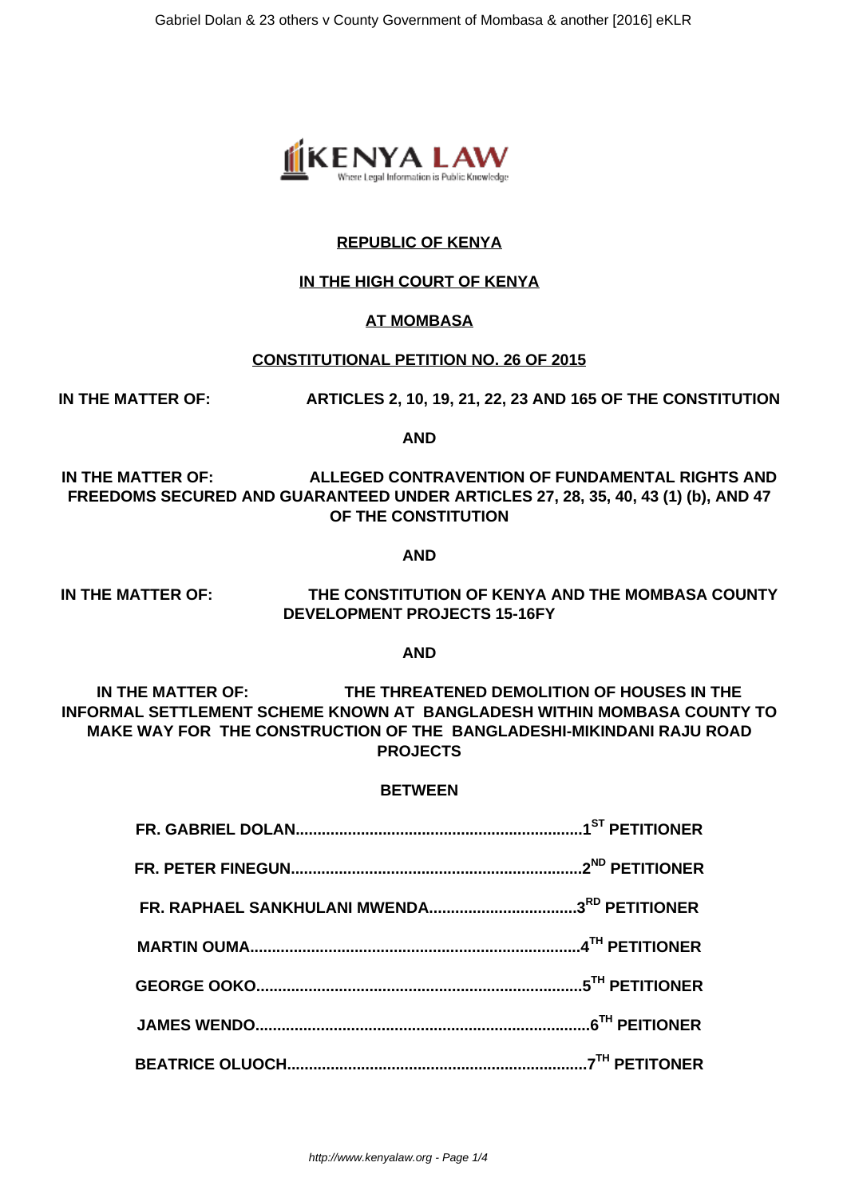**REPUBLIC OF KENYA**

**IN THE HIGH COURT OF KENYA**

**AT MOMBASA**

**CONSTITUTIONAL PETITION NO. 26 OF 2015**

**IN THE MATTER OF: ARTICLES 2, 10, 19, 21, 22, 23 AND 165 OF THE CONSTITUTION**

**AND**

**IN THE MATTER OF: ALLEGED CONTRAVENTION OF FUNDAMENTAL RIGHTS AND FREEDOMS SECURED AND GUARANTEED UNDER ARTICLES 27, 28, 35, 40, 43 (1) (b), AND 47 OF THE CONSTITUTION**

**AND**

**IN THE MATTER OF: THE CONSTITUTION OF KENYA AND THE MOMBASA COUNTY DEVELOPMENT PROJECTS 15-16FY**

**AND**

**IN THE MATTER OF: THE THREATENED DEMOLITION OF HOUSES IN THE INFORMAL SETTLEMENT SCHEME KNOWN AT BANGLADESH WITHIN MOMBASA COUNTY TO MAKE WAY FOR THE CONSTRUCTION OF THE BANGLADESHI-MIKINDANI RAJU ROAD PROJECTS**

**BETWEEN**

**FR. GABRIEL DOLAN.................................................................1ST PETITIONER**

**FR. PETER FINEGUN..................................................................2ND PETITIONER**

**FR. RAPHAEL SANKHULANI MWENDA.................................3RD PETITIONER**

**MARTIN OUMA...........................................................................4TH PETITIONER**

**GEORGE OOKO..........................................................................5TH PETITIONER**

**JAMES WENDO............................................................................6TH PEITIONER**

**BEATRICE OLUOCH....................................................................7TH PETITONER**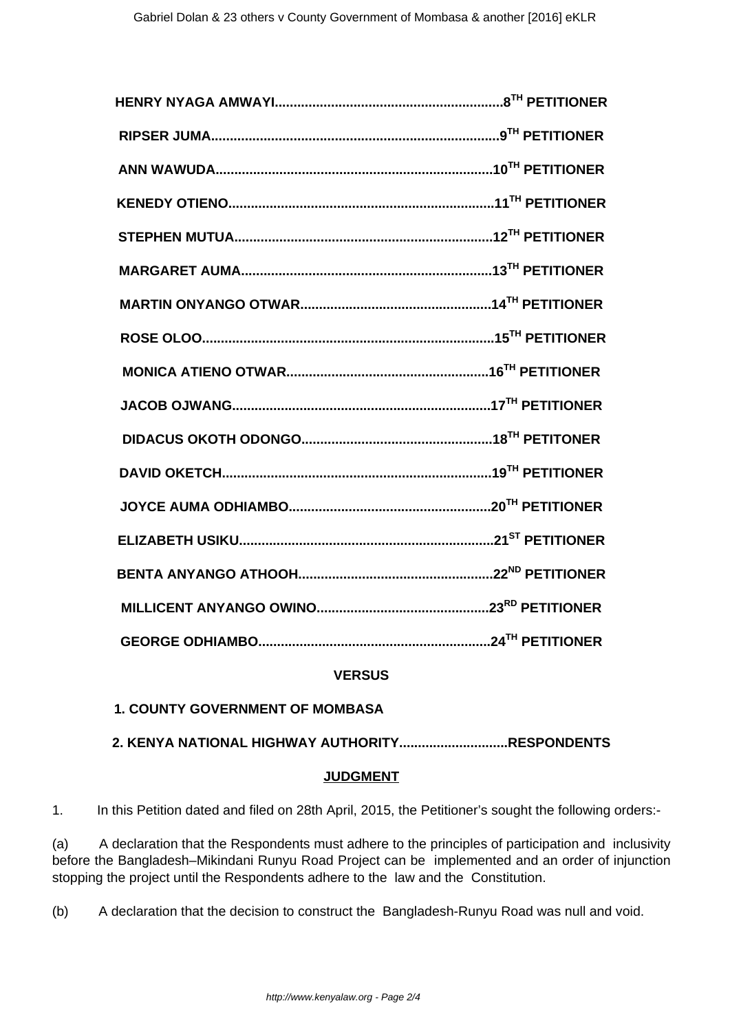**HENRY NYAGA AMWAYI..............................................................8TH PETITIONER**

**RIPSER JUMA...............................................................................9TH PETITIONER**

**ANN WAWUDA............................................................................10TH PETITIONER**

**KENEDY OTIENO........................................................................11TH PETITIONER**

**STEPHEN MUTUA.......................................................................12TH PETITIONER**

**MARGARET AUMA.....................................................................13TH PETITIONER**

**MARTIN ONYANGO OTWAR.....................................................14TH PETITIONER**

**ROSE OLOO................................................................................15TH PETITIONER**

**MONICA ATIENO OTWAR........................................................16TH PETITIONER**

**JACOB OJWANG.......................................................................17TH PETITIONER**

**DIDACUS OKOTH ODONGO.....................................................18TH PETITONER**

**DAVID OKETCH..........................................................................19TH PETITIONER**

**JOYCE AUMA ODHIAMBO........................................................20TH PETITIONER**

**ELIZABETH USIKU.....................................................................21ST PETITIONER**

**BENTA ANYANGO ATHOOH......................................................22ND PETITIONER**

**MILLICENT ANYANGO OWINO...............................................23RD PETITIONER**

**GEORGE ODHIAMBO................................................................24TH PETITIONER**

**VERSUS**

**1. COUNTY GOVERNMENT OF MOMBASA**

**2. KENYA NATIONAL HIGHWAY AUTHORITY.............................RESPONDENTS**

## JUDGMENT

1. In this Petition dated and filed on 28th April, 2015, the Petitioner's sought the following orders:-

(a) A declaration that the Respondents must adhere to the principles of participation and inclusivity before the Bangladesh–Mikindani Runyu Road Project can be implemented and an order of injunction stopping the project until the Respondents adhere to the law and the Constitution.

(b) A declaration that the decision to construct the Bangladesh-Runyu Road was null and void.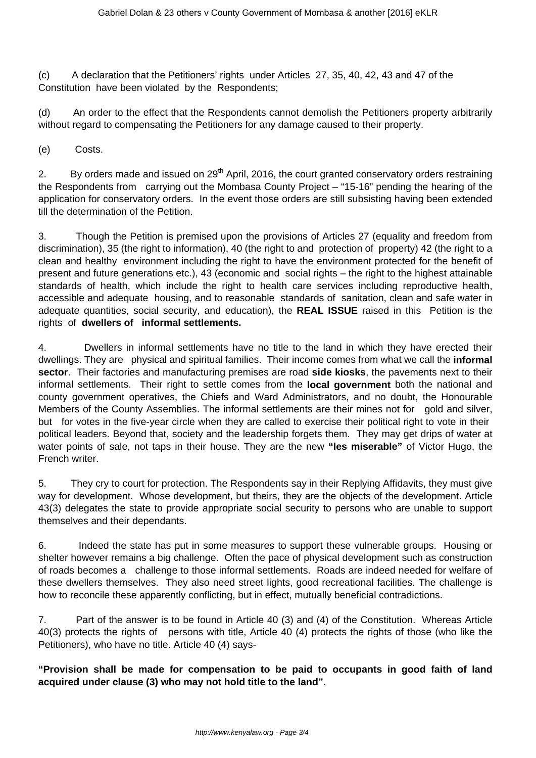(c) A declaration that the Petitioners' rights under Articles 27, 35, 40, 42, 43 and 47 of the Constitution have been violated by the Respondents;

(d) An order to the effect that the Respondents cannot demolish the Petitioners property arbitrarily without regard to compensating the Petitioners for any damage caused to their property.

(e) Costs.

2. By orders made and issued on 29th April, 2016, the court granted conservatory orders restraining the Respondents from carrying out the Mombasa County Project – "15-16" pending the hearing of the application for conservatory orders. In the event those orders are still subsisting having been extended till the determination of the Petition.

3. Though the Petition is premised upon the provisions of Articles 27 (equality and freedom from discrimination), 35 (the right to information), 40 (the right to and protection of property) 42 (the right to a clean and healthy environment including the right to have the environment protected for the benefit of present and future generations etc.), 43 (economic and social rights – the right to the highest attainable standards of health, which include the right to health care services including reproductive health, accessible and adequate housing, and to reasonable standards of sanitation, clean and safe water in adequate quantities, social security, and education), the **REAL ISSUE** raised in this Petition is the rights of **dwellers of informal settlements.**

4. Dwellers in informal settlements have no title to the land in which they have erected their dwellings. They are physical and spiritual families. Their income comes from what we call the **informal sector**. Their factories and manufacturing premises are road **side kiosks**, the pavements next to their informal settlements. Their right to settle comes from the **local government** both the national and county government operatives, the Chiefs and Ward Administrators, and no doubt, the Honourable Members of the County Assemblies. The informal settlements are their mines not for gold and silver, but for votes in the five-year circle when they are called to exercise their political right to vote in their political leaders. Beyond that, society and the leadership forgets them. They may get drips of water at water points of sale, not taps in their house. They are the new **"les miserable"** of Victor Hugo, the French writer.

5. They cry to court for protection. The Respondents say in their Replying Affidavits, they must give way for development. Whose development, but theirs, they are the objects of the development. Article 43(3) delegates the state to provide appropriate social security to persons who are unable to support themselves and their dependants.

6. Indeed the state has put in some measures to support these vulnerable groups. Housing or shelter however remains a big challenge. Often the pace of physical development such as construction of roads becomes a challenge to those informal settlements. Roads are indeed needed for welfare of these dwellers themselves. They also need street lights, good recreational facilities. The challenge is how to reconcile these apparently conflicting, but in effect, mutually beneficial contradictions.

7. Part of the answer is to be found in Article 40 (3) and (4) of the Constitution. Whereas Article 40(3) protects the rights of persons with title, Article 40 (4) protects the rights of those (who like the Petitioners), who have no title. Article 40 (4) says-

**"Provision shall be made for compensation to be paid to occupants in good faith of land acquired under clause (3) who may not hold title to the land".**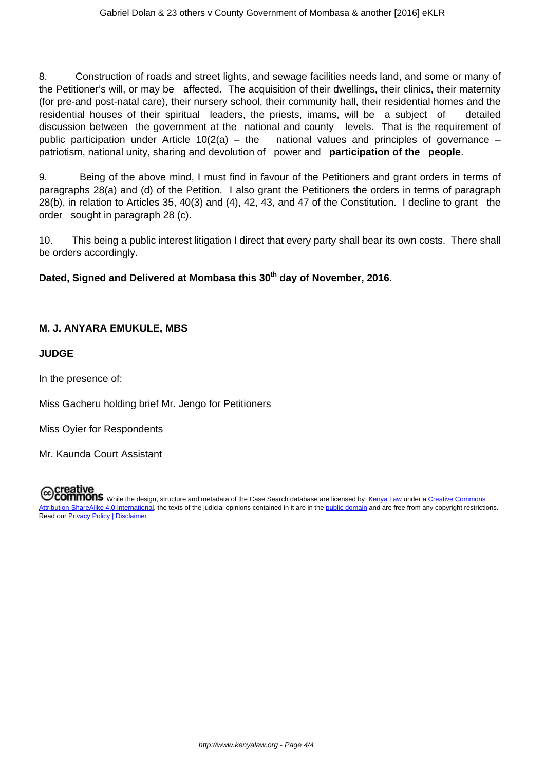8. Construction of roads and street lights, and sewage facilities needs land, and some or many of the Petitioner's will, or may be affected. The acquisition of their dwellings, their clinics, their maternity (for pre-and post-natal care), their nursery school, their community hall, their residential homes and the residential houses of their spiritual leaders, the priests, imams, will be a subject of detailed discussion between the government at the national and county levels. That is the requirement of public participation under Article 10(2(a) – the national values and principles of governance – patriotism, national unity, sharing and devolution of power and **participation of the people**.

9. Being of the above mind, I must find in favour of the Petitioners and grant orders in terms of paragraphs 28(a) and (d) of the Petition. I also grant the Petitioners the orders in terms of paragraph 28(b), in relation to Articles 35, 40(3) and (4), 42, 43, and 47 of the Constitution. I decline to grant the order sought in paragraph 28 (c).

10. This being a public interest litigation I direct that every party shall bear its own costs. There shall be orders accordingly.

**Dated, Signed and Delivered at Mombasa this 30th day of November, 2016.**

**M. J. ANYARA EMUKULE, MBS**

**JUDGE**

In the presence of:

Miss Gacheru holding brief Mr. Jengo for Petitioners

Miss Oyier for Respondents

Mr. Kaunda Court Assistant

While the design, structure and metadata of the Case Search database are licensed by Kenya Law under a Creative Commons Attribution-ShareAlike 4.0 International, the texts of the judicial opinions contained in it are in the public domain and are free from any copyright restrictions. Read our Privacy Policy | Disclaimer